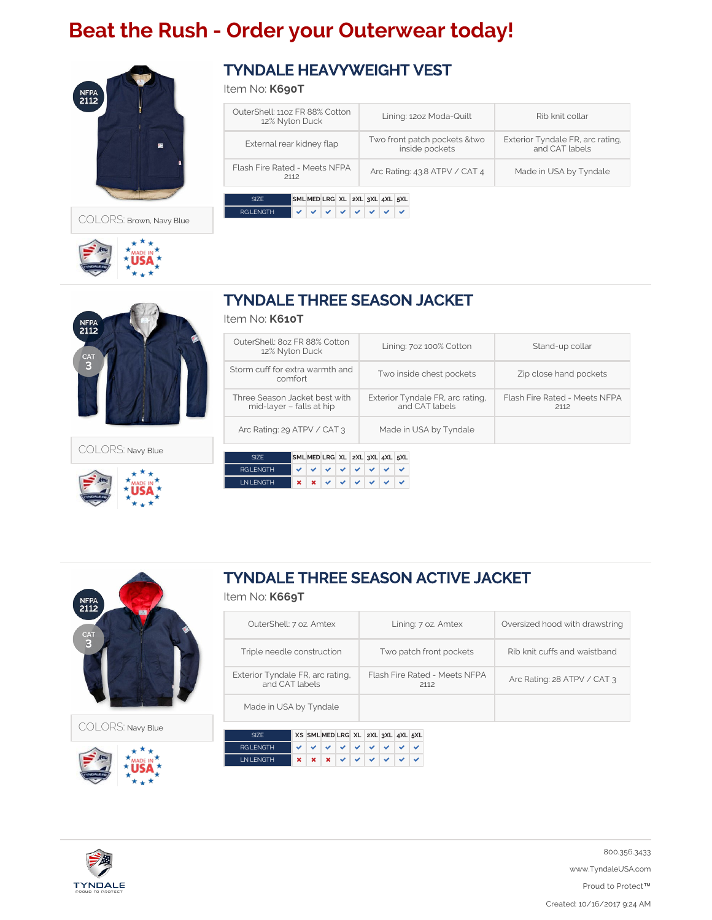# Beat the Rush - Order your Outerwear today!

## TYNDALE HEAVYWEIGHT VEST

Item No: **K690T**

NFPA 2112

COLORS: Brown, Navy Blue

| | | |
|---|---|---|
| OuterShell: 11oz FR 88% Cotton 12% Nylon Duck | Lining: 12oz Moda-Quilt | Rib knit collar |
| External rear kidney flap | Two front patch pockets &two inside pockets | Exterior Tyndale FR, arc rating, and CAT labels |
| Flash Fire Rated - Meets NFPA 2112 | Arc Rating: 43.8 ATPV / CAT 4 | Made in USA by Tyndale |

| SIZE | SML | MED | LRG | XL | 2XL | 3XL | 4XL | 5XL |
|---|---|---|---|---|---|---|---|---|
| RG LENGTH | ✔ | ✔ | ✔ | ✔ | ✔ | ✔ | ✔ | ✔ |

## TYNDALE THREE SEASON JACKET

Item No: **K610T**

NFPA 2112

CAT 3

COLORS: Navy Blue

| | | |
|---|---|---|
| OuterShell: 8oz FR 88% Cotton 12% Nylon Duck | Lining: 7oz 100% Cotton | Stand-up collar |
| Storm cuff for extra warmth and comfort | Two inside chest pockets | Zip close hand pockets |
| Three Season Jacket best with mid-layer – falls at hip | Exterior Tyndale FR, arc rating, and CAT labels | Flash Fire Rated - Meets NFPA 2112 |
| Arc Rating: 29 ATPV / CAT 3 | Made in USA by Tyndale | |

| SIZE | SML | MED | LRG | XL | 2XL | 3XL | 4XL | 5XL |
|---|---|---|---|---|---|---|---|---|
| RG LENGTH | ✔ | ✔ | ✔ | ✔ | ✔ | ✔ | ✔ | ✔ |
| LN LENGTH | ✖ | ✖ | ✔ | ✔ | ✔ | ✔ | ✔ | ✔ |

## TYNDALE THREE SEASON ACTIVE JACKET

Item No: **K669T**

NFPA 2112

CAT 3

COLORS: Navy Blue

| | | |
|---|---|---|
| OuterShell: 7 oz. Amtex | Lining: 7 oz. Amtex | Oversized hood with drawstring |
| Triple needle construction | Two patch front pockets | Rib knit cuffs and waistband |
| Exterior Tyndale FR, arc rating, and CAT labels | Flash Fire Rated - Meets NFPA 2112 | Arc Rating: 28 ATPV / CAT 3 |
| Made in USA by Tyndale | | |

| SIZE | XS | SML | MED | LRG | XL | 2XL | 3XL | 4XL | 5XL |
|---|---|---|---|---|---|---|---|---|---|
| RG LENGTH | ✔ | ✔ | ✔ | ✔ | ✔ | ✔ | ✔ | ✔ | ✔ |
| LN LENGTH | ✖ | ✖ | ✖ | ✔ | ✔ | ✔ | ✔ | ✔ | ✔ |

TYNDALE PROUD TO PROTECT

800.356.3433

www.TyndaleUSA.com

Proud to Protect™

Created: 10/16/2017 9:24 AM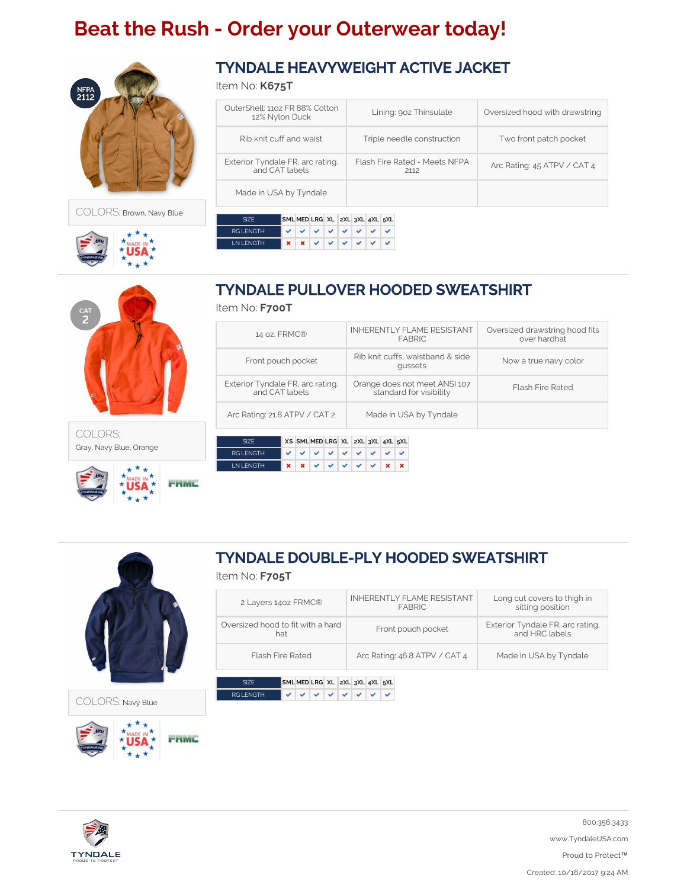# Beat the Rush - Order your Outerwear today!

## TYNDALE HEAVYWEIGHT ACTIVE JACKET

Item No: **K675T**

NFPA 2112

| | | |
|---|---|---|
| OuterShell: 11oz FR 88% Cotton 12% Nylon Duck | Lining: 9oz Thinsulate | Oversized hood with drawstring |
| Rib knit cuff and waist | Triple needle construction | Two front patch pocket |
| Exterior Tyndale FR, arc rating, and CAT labels | Flash Fire Rated - Meets NFPA 2112 | Arc Rating: 45 ATPV / CAT 4 |
| Made in USA by Tyndale | | |

COLORS: Brown, Navy Blue

| SIZE | SML | MED | LRG | XL | 2XL | 3XL | 4XL | 5XL |
|---|---|---|---|---|---|---|---|---|
| RG LENGTH | ✔ | ✔ | ✔ | ✔ | ✔ | ✔ | ✔ | ✔ |
| LN LENGTH | ✖ | ✖ | ✔ | ✔ | ✔ | ✔ | ✔ | ✔ |

## TYNDALE PULLOVER HOODED SWEATSHIRT

Item No: **F700T**

CAT 2

| | | |
|---|---|---|
| 14 oz. FRMC® | INHERENTLY FLAME RESISTANT FABRIC | Oversized drawstring hood fits over hardhat |
| Front pouch pocket | Rib knit cuffs, waistband & side gussets | Now a true navy color |
| Exterior Tyndale FR, arc rating, and CAT labels | Orange does not meet ANSI 107 standard for visibility | Flash Fire Rated |
| Arc Rating: 21.8 ATPV / CAT 2 | Made in USA by Tyndale | |

COLORS: Gray, Navy Blue, Orange

| SIZE | XS | SML | MED | LRG | XL | 2XL | 3XL | 4XL | 5XL |
|---|---|---|---|---|---|---|---|---|---|
| RG LENGTH | ✔ | ✔ | ✔ | ✔ | ✔ | ✔ | ✔ | ✔ | ✔ |
| LN LENGTH | ✖ | ✖ | ✔ | ✔ | ✔ | ✔ | ✔ | ✖ | ✖ |

## TYNDALE DOUBLE-PLY HOODED SWEATSHIRT

Item No: **F705T**

| | | |
|---|---|---|
| 2 Layers 14oz FRMC® | INHERENTLY FLAME RESISTANT FABRIC | Long cut covers to thigh in sitting position |
| Oversized hood to fit with a hard hat | Front pouch pocket | Exterior Tyndale FR, arc rating, and HRC labels |
| Flash Fire Rated | Arc Rating: 46.8 ATPV / CAT 4 | Made in USA by Tyndale |

COLORS: Navy Blue

| SIZE | SML | MED | LRG | XL | 2XL | 3XL | 4XL | 5XL |
|---|---|---|---|---|---|---|---|---|
| RG LENGTH | ✔ | ✔ | ✔ | ✔ | ✔ | ✔ | ✔ | ✔ |

TYNDALE
PROUD TO PROTECT

800.356.3433

www.TyndaleUSA.com

Proud to Protect™

Created: 10/16/2017 9:24 AM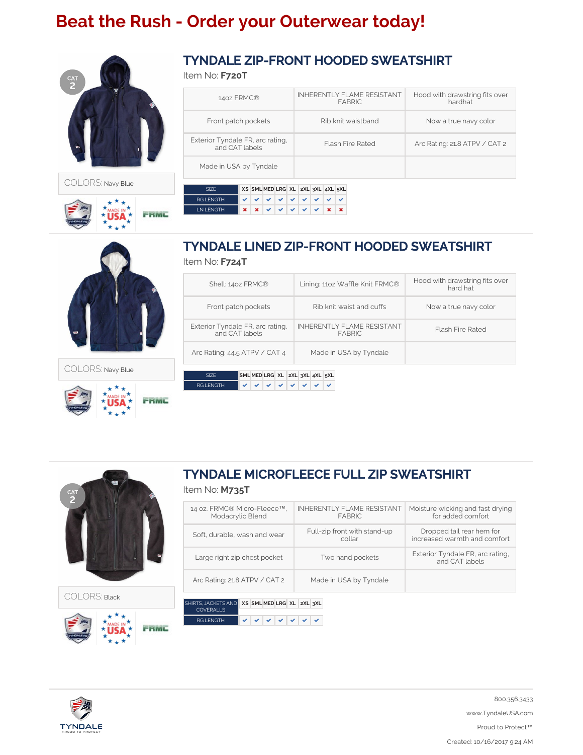# Beat the Rush - Order your Outerwear today!

CAT 2

COLORS: Navy Blue

## TYNDALE ZIP-FRONT HOODED SWEATSHIRT

Item No: **F720T**

| | | |
|---|---|---|
| 14oz FRMC® | INHERENTLY FLAME RESISTANT FABRIC | Hood with drawstring fits over hardhat |
| Front patch pockets | Rib knit waistband | Now a true navy color |
| Exterior Tyndale FR, arc rating, and CAT labels | Flash Fire Rated | Arc Rating: 21.8 ATPV / CAT 2 |
| Made in USA by Tyndale | | |

| SIZE | XS | SML | MED | LRG | XL | 2XL | 3XL | 4XL | 5XL |
|---|---|---|---|---|---|---|---|---|---|
| RG LENGTH | ✔ | ✔ | ✔ | ✔ | ✔ | ✔ | ✔ | ✔ | ✔ |
| LN LENGTH | ✖ | ✖ | ✔ | ✔ | ✔ | ✔ | ✔ | ✖ | ✖ |

COLORS: Navy Blue

## TYNDALE LINED ZIP-FRONT HOODED SWEATSHIRT

Item No: **F724T**

| | | |
|---|---|---|
| Shell: 14oz FRMC® | Lining: 11oz Waffle Knit FRMC® | Hood with drawstring fits over hard hat |
| Front patch pockets | Rib knit waist and cuffs | Now a true navy color |
| Exterior Tyndale FR, arc rating, and CAT labels | INHERENTLY FLAME RESISTANT FABRIC | Flash Fire Rated |
| Arc Rating: 44.5 ATPV / CAT 4 | Made in USA by Tyndale | |

| SIZE | SML | MED | LRG | XL | 2XL | 3XL | 4XL | 5XL |
|---|---|---|---|---|---|---|---|---|
| RG LENGTH | ✔ | ✔ | ✔ | ✔ | ✔ | ✔ | ✔ | ✔ |

CAT 2

COLORS: Black

## TYNDALE MICROFLEECE FULL ZIP SWEATSHIRT

Item No: **M735T**

| | | |
|---|---|---|
| 14 oz. FRMC® Micro-Fleece™, Modacrylic Blend | INHERENTLY FLAME RESISTANT FABRIC | Moisture wicking and fast drying for added comfort |
| Soft, durable, wash and wear | Full-zip front with stand-up collar | Dropped tail rear hem for increased warmth and comfort |
| Large right zip chest pocket | Two hand pockets | Exterior Tyndale FR, arc rating, and CAT labels |
| Arc Rating: 21.8 ATPV / CAT 2 | Made in USA by Tyndale | |

| SHIRTS, JACKETS AND COVERALLS | XS | SML | MED | LRG | XL | 2XL | 3XL |
|---|---|---|---|---|---|---|---|
| RG LENGTH | ✔ | ✔ | ✔ | ✔ | ✔ | ✔ | ✔ |

TYNDALE
PROUD TO PROTECT

800.356.3433
www.TyndaleUSA.com
Proud to Protect™
Created: 10/16/2017 9:24 AM